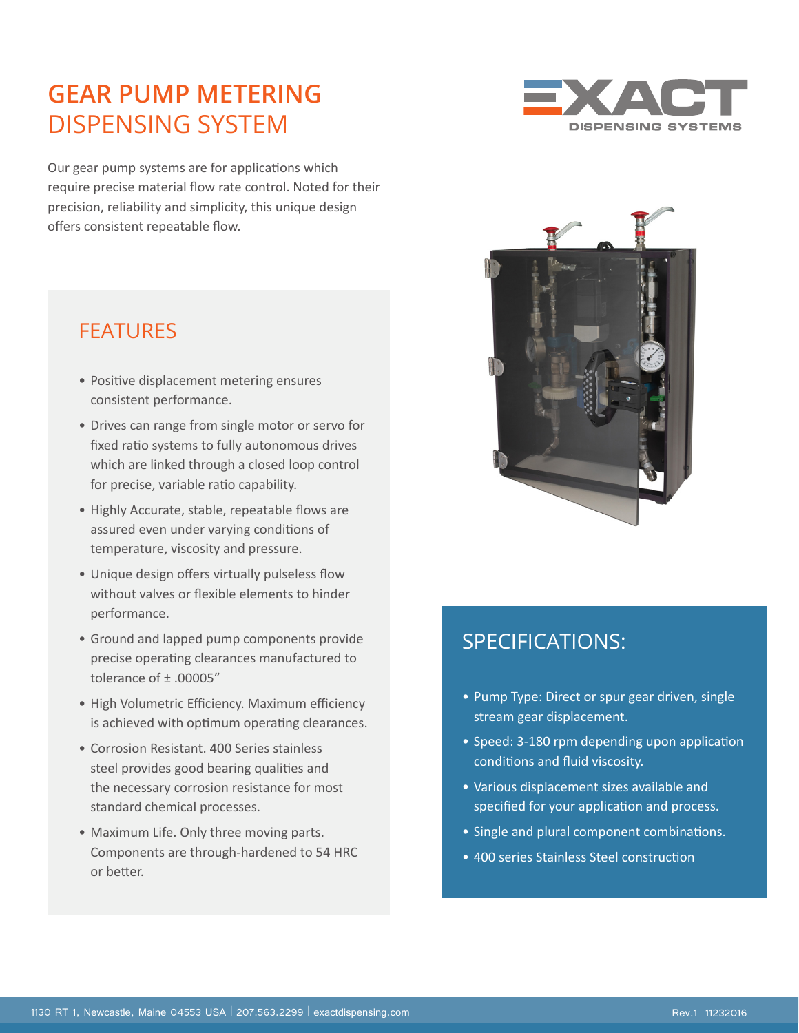# GEAR PUMP METERING DISPENSING SYSTEM

EXACT DISPENSING SYSTEMS

Our gear pump systems are for applications which require precise material flow rate control. Noted for their precision, reliability and simplicity, this unique design offers consistent repeatable flow.

## FEATURES

- Positive displacement metering ensures consistent performance.
- Drives can range from single motor or servo for fixed ratio systems to fully autonomous drives which are linked through a closed loop control for precise, variable ratio capability.
- Highly Accurate, stable, repeatable flows are assured even under varying conditions of temperature, viscosity and pressure.
- Unique design offers virtually pulseless flow without valves or flexible elements to hinder performance.
- Ground and lapped pump components provide precise operating clearances manufactured to tolerance of ± .00005”
- High Volumetric Efficiency. Maximum efficiency is achieved with optimum operating clearances.
- Corrosion Resistant. 400 Series stainless steel provides good bearing qualities and the necessary corrosion resistance for most standard chemical processes.
- Maximum Life. Only three moving parts. Components are through-hardened to 54 HRC or better.

## SPECIFICATIONS:

- Pump Type: Direct or spur gear driven, single stream gear displacement.
- Speed: 3-180 rpm depending upon application conditions and fluid viscosity.
- Various displacement sizes available and specified for your application and process.
- Single and plural component combinations.
- 400 series Stainless Steel construction

1130 RT 1, Newcastle, Maine 04553 USA | 207.563.2299 | exactdispensing.com

Rev.1 11232016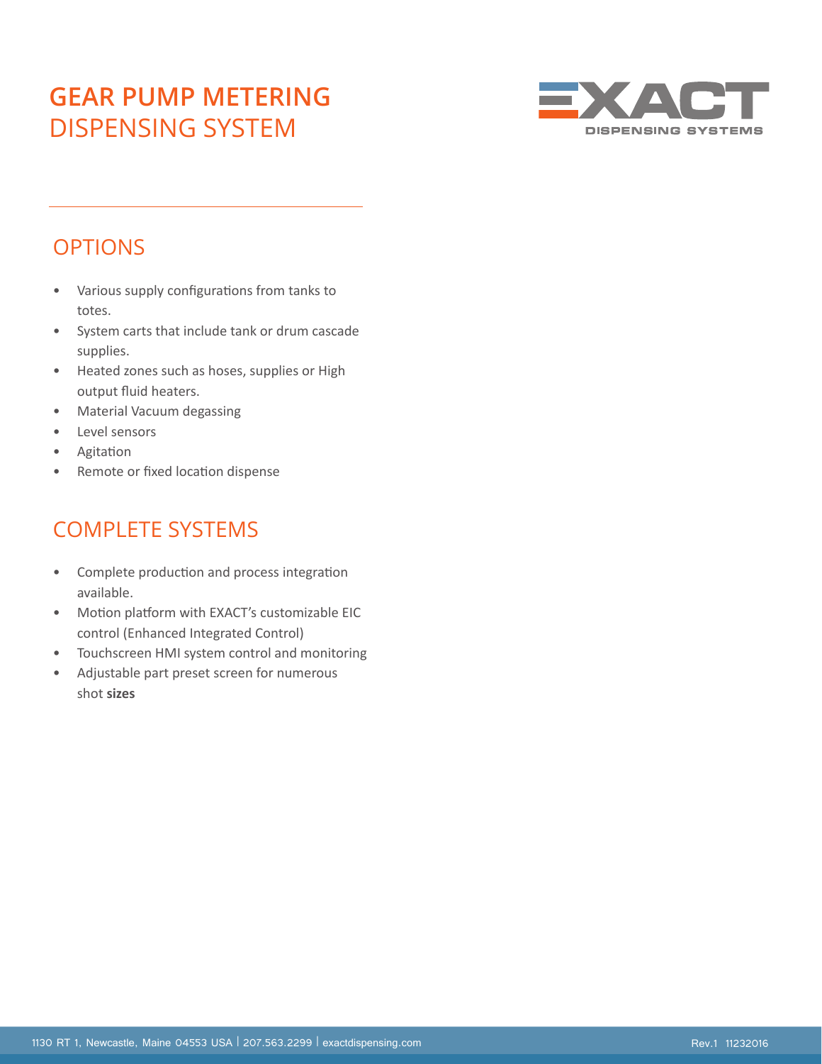# GEAR PUMP METERING DISPENSING SYSTEM

EXACT DISPENSING SYSTEMS

## OPTIONS

- Various supply configurations from tanks to totes.
- System carts that include tank or drum cascade supplies.
- Heated zones such as hoses, supplies or High output fluid heaters.
- Material Vacuum degassing
- Level sensors
- Agitation
- Remote or fixed location dispense

## COMPLETE SYSTEMS

- Complete production and process integration available.
- Motion platform with EXACT's customizable EIC control (Enhanced Integrated Control)
- Touchscreen HMI system control and monitoring
- Adjustable part preset screen for numerous shot **sizes**

1130 RT 1, Newcastle, Maine 04553 USA | 207.563.2299 | exactdispensing.com

Rev.1 11232016